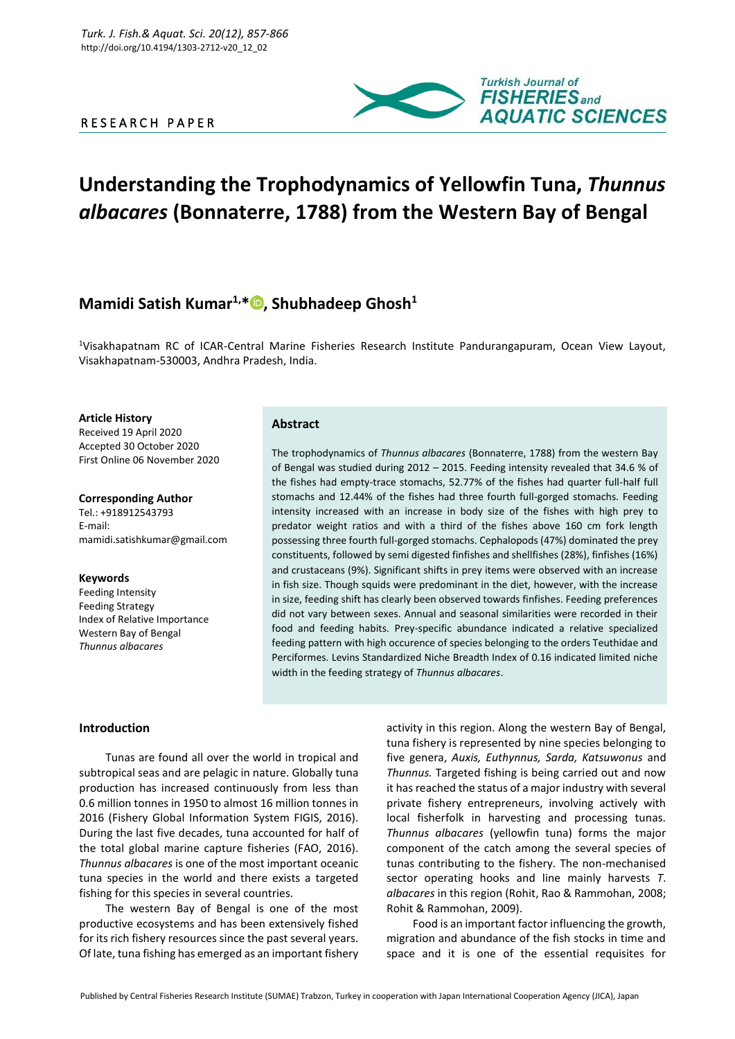RESEARCH PAPER

# Understanding the Trophodynamics of Yellowfin Tuna, *Thunnus albacares* (Bonnaterre, 1788) from the Western Bay of Bengal

## Mamidi Satish Kumar[1,*], Shubhadeep Ghosh[1]

[1]Visakhapatnam RC of ICAR-Central Marine Fisheries Research Institute Pandurangapuram, Ocean View Layout, Visakhapatnam-530003, Andhra Pradesh, India.

**Article History**
Received 19 April 2020
Accepted 30 October 2020
First Online 06 November 2020

**Corresponding Author**
Tel.: +918912543793
E-mail: mamidi.satishkumar@gmail.com

**Keywords**
Feeding Intensity
Feeding Strategy
Index of Relative Importance
Western Bay of Bengal
*Thunnus albacares*

### Abstract

The trophodynamics of *Thunnus albacares* (Bonnaterre, 1788) from the western Bay of Bengal was studied during 2012 – 2015. Feeding intensity revealed that 34.6 % of the fishes had empty-trace stomachs, 52.77% of the fishes had quarter full-half full stomachs and 12.44% of the fishes had three fourth full-gorged stomachs. Feeding intensity increased with an increase in body size of the fishes with high prey to predator weight ratios and with a third of the fishes above 160 cm fork length possessing three fourth full-gorged stomachs. Cephalopods (47%) dominated the prey constituents, followed by semi digested finfishes and shellfishes (28%), finfishes (16%) and crustaceans (9%). Significant shifts in prey items were observed with an increase in fish size. Though squids were predominant in the diet, however, with the increase in size, feeding shift has clearly been observed towards finfishes. Feeding preferences did not vary between sexes. Annual and seasonal similarities were recorded in their food and feeding habits. Prey-specific abundance indicated a relative specialized feeding pattern with high occurence of species belonging to the orders Teuthidae and Perciformes. Levins Standardized Niche Breadth Index of 0.16 indicated limited niche width in the feeding strategy of *Thunnus albacares*.

### Introduction

Tunas are found all over the world in tropical and subtropical seas and are pelagic in nature. Globally tuna production has increased continuously from less than 0.6 million tonnes in 1950 to almost 16 million tonnes in 2016 (Fishery Global Information System FIGIS, 2016). During the last five decades, tuna accounted for half of the total global marine capture fisheries (FAO, 2016). *Thunnus albacares* is one of the most important oceanic tuna species in the world and there exists a targeted fishing for this species in several countries.

The western Bay of Bengal is one of the most productive ecosystems and has been extensively fished for its rich fishery resources since the past several years. Of late, tuna fishing has emerged as an important fishery activity in this region. Along the western Bay of Bengal, tuna fishery is represented by nine species belonging to five genera, *Auxis, Euthynnus, Sarda, Katsuwonus* and *Thunnus.* Targeted fishing is being carried out and now it has reached the status of a major industry with several private fishery entrepreneurs, involving actively with local fisherfolk in harvesting and processing tunas. *Thunnus albacares* (yellowfin tuna) forms the major component of the catch among the several species of tunas contributing to the fishery. The non-mechanised sector operating hooks and line mainly harvests *T. albacares* in this region (Rohit, Rao & Rammohan, 2008; Rohit & Rammohan, 2009).

Food is an important factor influencing the growth, migration and abundance of the fish stocks in time and space and it is one of the essential requisites for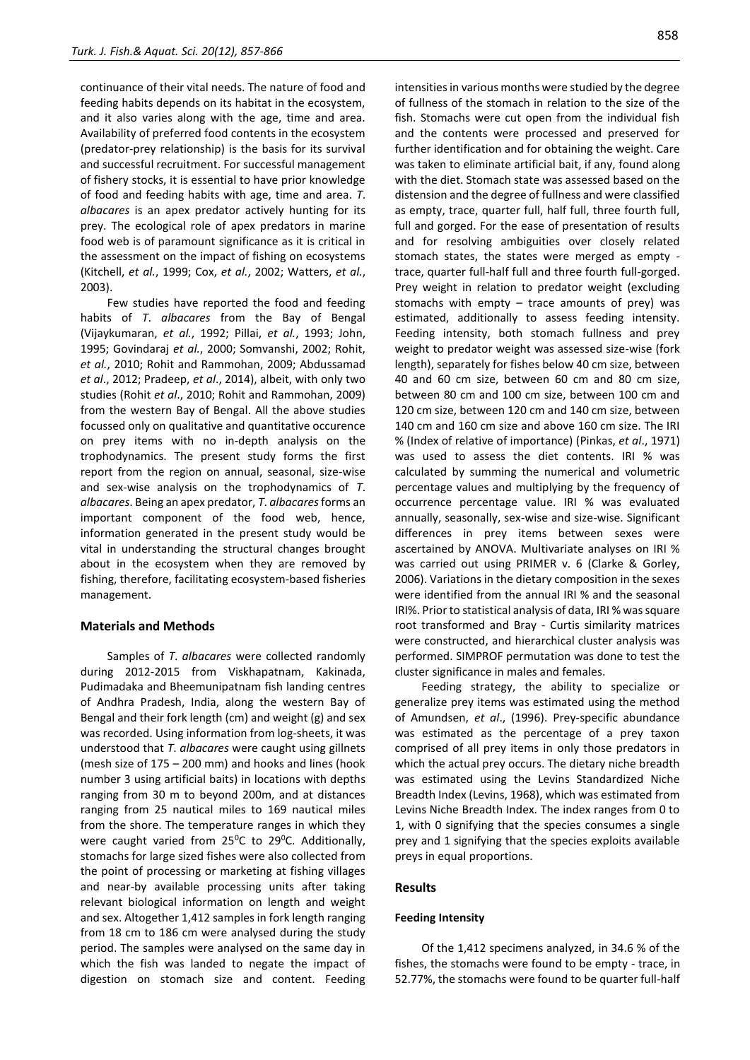continuance of their vital needs. The nature of food and feeding habits depends on its habitat in the ecosystem, and it also varies along with the age, time and area. Availability of preferred food contents in the ecosystem (predator-prey relationship) is the basis for its survival and successful recruitment. For successful management of fishery stocks, it is essential to have prior knowledge of food and feeding habits with age, time and area. *T. albacares* is an apex predator actively hunting for its prey. The ecological role of apex predators in marine food web is of paramount significance as it is critical in the assessment on the impact of fishing on ecosystems (Kitchell, *et al.*, 1999; Cox, *et al.*, 2002; Watters, *et al.*, 2003).

Few studies have reported the food and feeding habits of *T. albacares* from the Bay of Bengal (Vijaykumaran, *et al.*, 1992; Pillai, *et al.*, 1993; John, 1995; Govindaraj *et al.*, 2000; Somvanshi, 2002; Rohit, *et al.*, 2010; Rohit and Rammohan, 2009; Abdussamad *et al*., 2012; Pradeep, *et al*., 2014), albeit, with only two studies (Rohit *et al*., 2010; Rohit and Rammohan, 2009) from the western Bay of Bengal. All the above studies focussed only on qualitative and quantitative occurence on prey items with no in-depth analysis on the trophodynamics. The present study forms the first report from the region on annual, seasonal, size-wise and sex-wise analysis on the trophodynamics of *T. albacares*. Being an apex predator, *T. albacares* forms an important component of the food web, hence, information generated in the present study would be vital in understanding the structural changes brought about in the ecosystem when they are removed by fishing, therefore, facilitating ecosystem-based fisheries management.

## Materials and Methods

Samples of *T. albacares* were collected randomly during 2012-2015 from Viskhapatnam, Kakinada, Pudimadaka and Bheemunipatnam fish landing centres of Andhra Pradesh, India, along the western Bay of Bengal and their fork length (cm) and weight (g) and sex was recorded. Using information from log-sheets, it was understood that *T. albacares* were caught using gillnets (mesh size of 175 – 200 mm) and hooks and lines (hook number 3 using artificial baits) in locations with depths ranging from 30 m to beyond 200m, and at distances ranging from 25 nautical miles to 169 nautical miles from the shore. The temperature ranges in which they were caught varied from 25$^0$C to 29$^0$C. Additionally, stomachs for large sized fishes were also collected from the point of processing or marketing at fishing villages and near-by available processing units after taking relevant biological information on length and weight and sex. Altogether 1,412 samples in fork length ranging from 18 cm to 186 cm were analysed during the study period. The samples were analysed on the same day in which the fish was landed to negate the impact of digestion on stomach size and content. Feeding intensities in various months were studied by the degree of fullness of the stomach in relation to the size of the fish. Stomachs were cut open from the individual fish and the contents were processed and preserved for further identification and for obtaining the weight. Care was taken to eliminate artificial bait, if any, found along with the diet. Stomach state was assessed based on the distension and the degree of fullness and were classified as empty, trace, quarter full, half full, three fourth full, full and gorged. For the ease of presentation of results and for resolving ambiguities over closely related stomach states, the states were merged as empty - trace, quarter full-half full and three fourth full-gorged. Prey weight in relation to predator weight (excluding stomachs with empty – trace amounts of prey) was estimated, additionally to assess feeding intensity. Feeding intensity, both stomach fullness and prey weight to predator weight was assessed size-wise (fork length), separately for fishes below 40 cm size, between 40 and 60 cm size, between 60 cm and 80 cm size, between 80 cm and 100 cm size, between 100 cm and 120 cm size, between 120 cm and 140 cm size, between 140 cm and 160 cm size and above 160 cm size. The IRI % (Index of relative of importance) (Pinkas, *et al*., 1971) was used to assess the diet contents. IRI % was calculated by summing the numerical and volumetric percentage values and multiplying by the frequency of occurrence percentage value. IRI % was evaluated annually, seasonally, sex-wise and size-wise. Significant differences in prey items between sexes were ascertained by ANOVA. Multivariate analyses on IRI % was carried out using PRIMER v. 6 (Clarke & Gorley, 2006). Variations in the dietary composition in the sexes were identified from the annual IRI % and the seasonal IRI%. Prior to statistical analysis of data, IRI % was square root transformed and Bray - Curtis similarity matrices were constructed, and hierarchical cluster analysis was performed. SIMPROF permutation was done to test the cluster significance in males and females.

Feeding strategy, the ability to specialize or generalize prey items was estimated using the method of Amundsen, *et al*., (1996). Prey-specific abundance was estimated as the percentage of a prey taxon comprised of all prey items in only those predators in which the actual prey occurs. The dietary niche breadth was estimated using the Levins Standardized Niche Breadth Index (Levins, 1968), which was estimated from Levins Niche Breadth Index. The index ranges from 0 to 1, with 0 signifying that the species consumes a single prey and 1 signifying that the species exploits available preys in equal proportions.

## Results

### Feeding Intensity

Of the 1,412 specimens analyzed, in 34.6 % of the fishes, the stomachs were found to be empty - trace, in 52.77%, the stomachs were found to be quarter full-half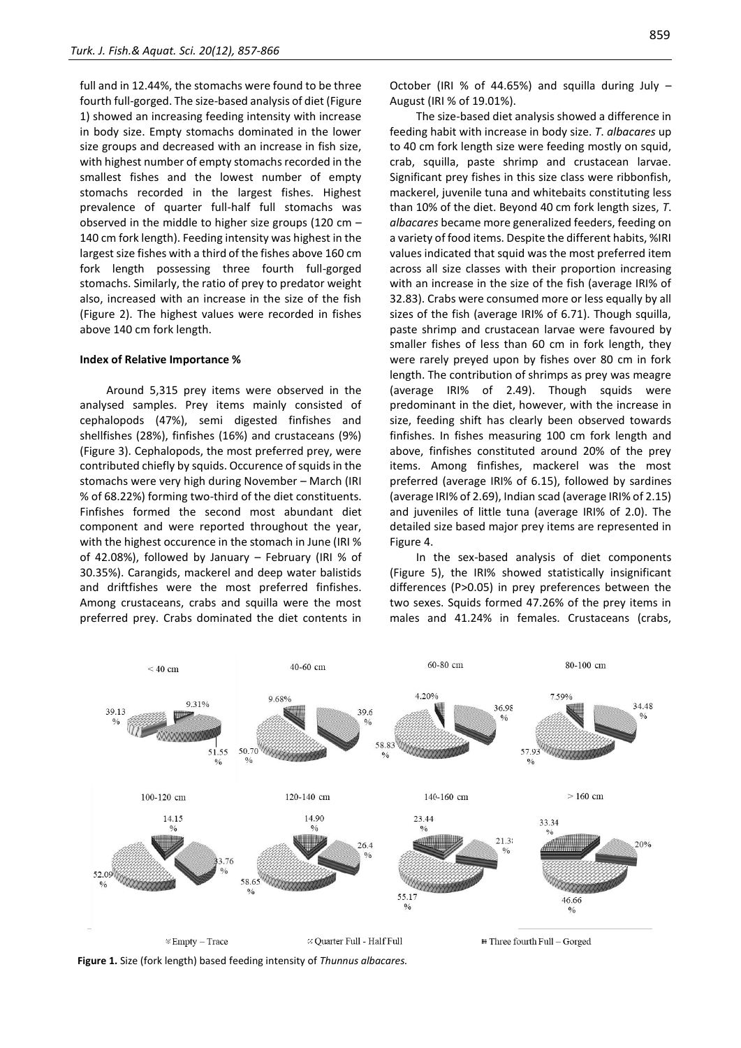full and in 12.44%, the stomachs were found to be three fourth full-gorged. The size-based analysis of diet (Figure 1) showed an increasing feeding intensity with increase in body size. Empty stomachs dominated in the lower size groups and decreased with an increase in fish size, with highest number of empty stomachs recorded in the smallest fishes and the lowest number of empty stomachs recorded in the largest fishes. Highest prevalence of quarter full-half full stomachs was observed in the middle to higher size groups (120 cm – 140 cm fork length). Feeding intensity was highest in the largest size fishes with a third of the fishes above 160 cm fork length possessing three fourth full-gorged stomachs. Similarly, the ratio of prey to predator weight also, increased with an increase in the size of the fish (Figure 2). The highest values were recorded in fishes above 140 cm fork length.

#### Index of Relative Importance %

Around 5,315 prey items were observed in the analysed samples. Prey items mainly consisted of cephalopods (47%), semi digested finfishes and shellfishes (28%), finfishes (16%) and crustaceans (9%) (Figure 3). Cephalopods, the most preferred prey, were contributed chiefly by squids. Occurence of squids in the stomachs were very high during November – March (IRI % of 68.22%) forming two-third of the diet constituents. Finfishes formed the second most abundant diet component and were reported throughout the year, with the highest occurence in the stomach in June (IRI % of 42.08%), followed by January – February (IRI % of 30.35%). Carangids, mackerel and deep water balistids and driftfishes were the most preferred finfishes. Among crustaceans, crabs and squilla were the most preferred prey. Crabs dominated the diet contents in October (IRI % of 44.65%) and squilla during July – August (IRI % of 19.01%).

The size-based diet analysis showed a difference in feeding habit with increase in body size. *T. albacares* up to 40 cm fork length size were feeding mostly on squid, crab, squilla, paste shrimp and crustacean larvae. Significant prey fishes in this size class were ribbonfish, mackerel, juvenile tuna and whitebaits constituting less than 10% of the diet. Beyond 40 cm fork length sizes, *T. albacares* became more generalized feeders, feeding on a variety of food items. Despite the different habits, %IRI values indicated that squid was the most preferred item across all size classes with their proportion increasing with an increase in the size of the fish (average IRI% of 32.83). Crabs were consumed more or less equally by all sizes of the fish (average IRI% of 6.71). Though squilla, paste shrimp and crustacean larvae were favoured by smaller fishes of less than 60 cm in fork length, they were rarely preyed upon by fishes over 80 cm in fork length. The contribution of shrimps as prey was meagre (average IRI% of 2.49). Though squids were predominant in the diet, however, with the increase in size, feeding shift has clearly been observed towards finfishes. In fishes measuring 100 cm fork length and above, finfishes constituted around 20% of the prey items. Among finfishes, mackerel was the most preferred (average IRI% of 6.15), followed by sardines (average IRI% of 2.69), Indian scad (average IRI% of 2.15) and juveniles of little tuna (average IRI% of 2.0). The detailed size based major prey items are represented in Figure 4.

In the sex-based analysis of diet components (Figure 5), the IRI% showed statistically insignificant differences ($P>0.05$) in prey preferences between the two sexes. Squids formed 47.26% of the prey items in males and 41.24% in females. Crustaceans (crabs,

**Figure 1.** Size (fork length) based feeding intensity of *Thunnus albacares.*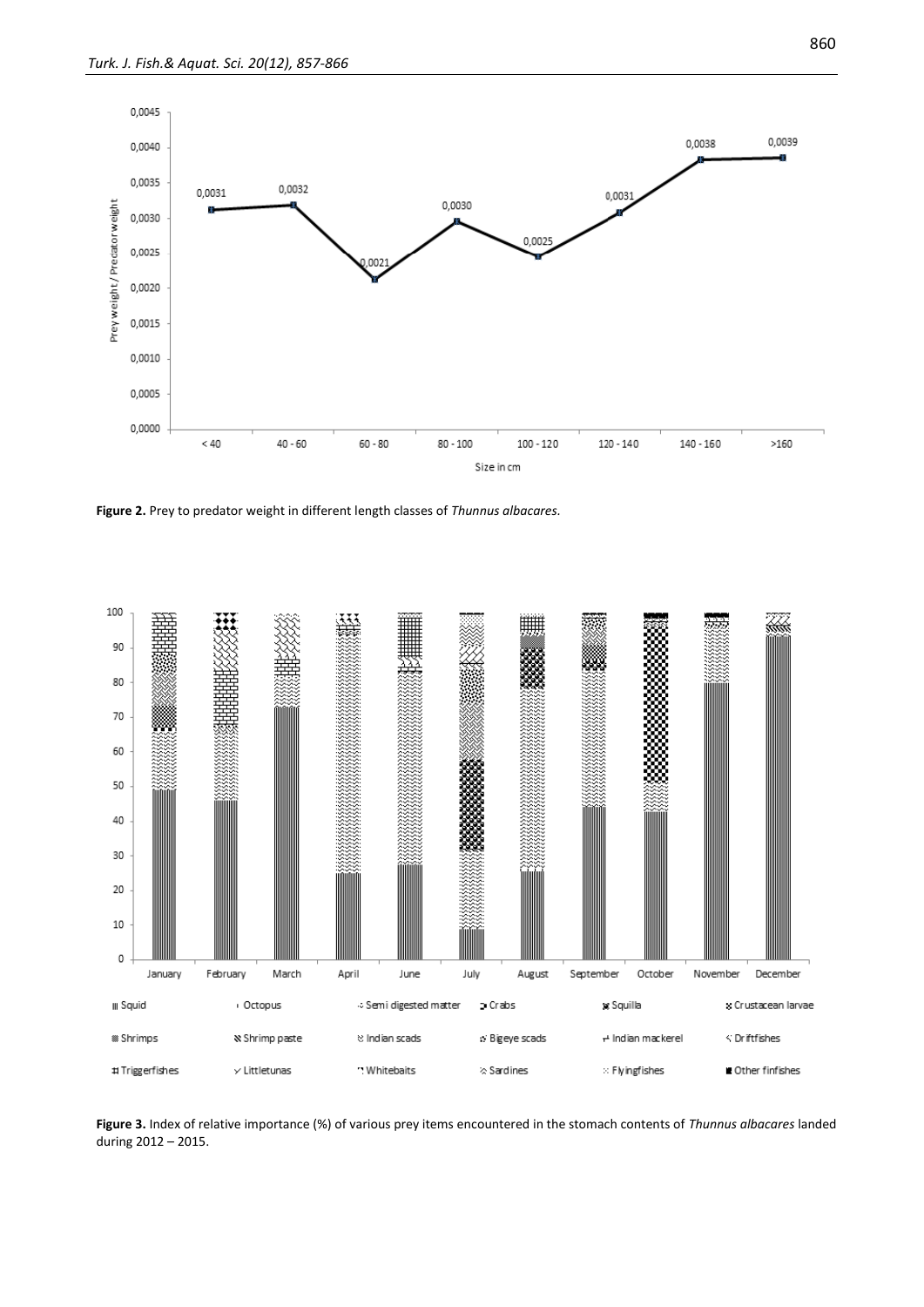**Figure 2.** Prey to predator weight in different length classes of *Thunnus albacares*.

**Figure 3.** Index of relative importance (%) of various prey items encountered in the stomach contents of *Thunnus albacares* landed during 2012 – 2015.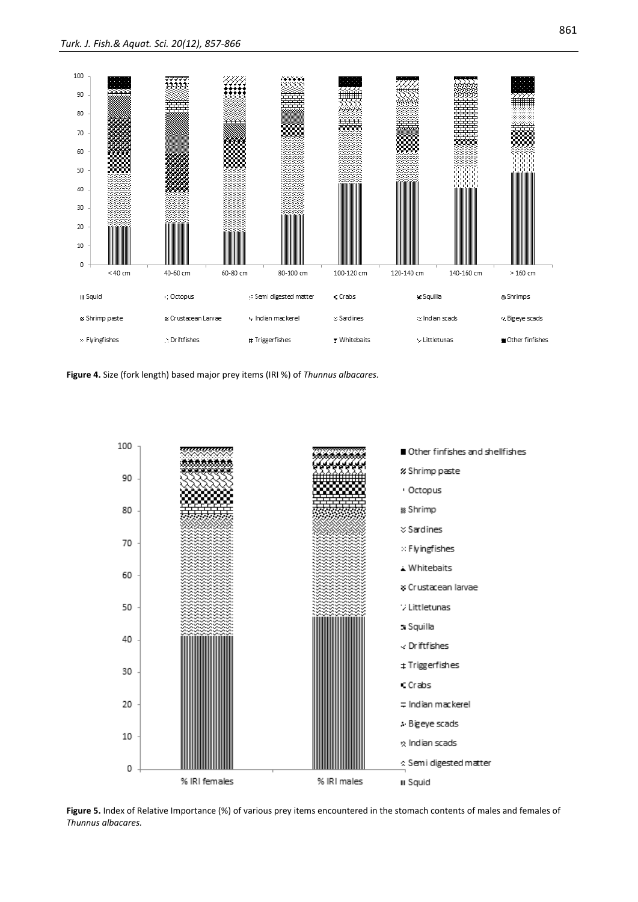**Figure 4.** Size (fork length) based major prey items (IRI %) of *Thunnus albacares*.

**Figure 5.** Index of Relative Importance (%) of various prey items encountered in the stomach contents of males and females of *Thunnus albacares*.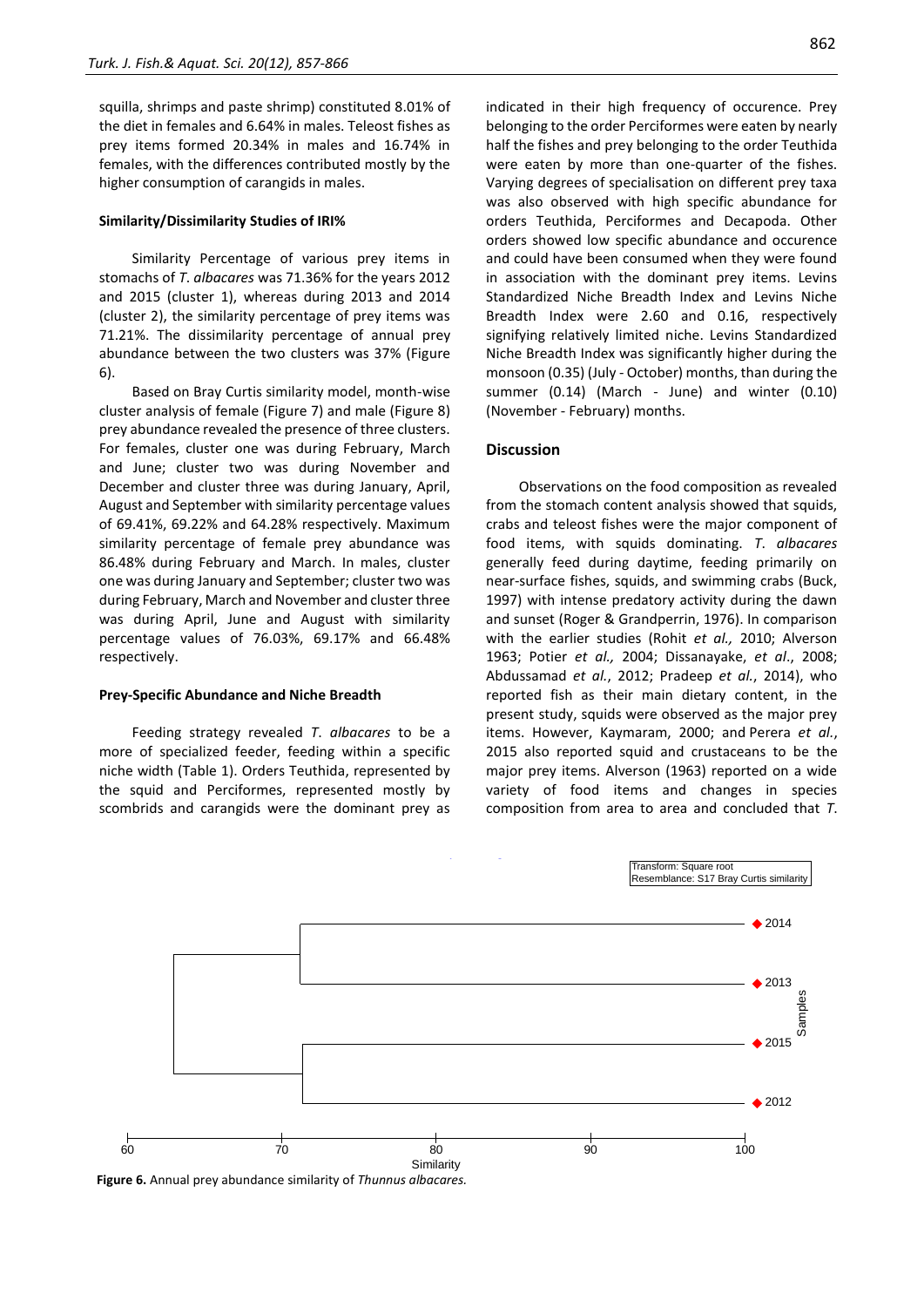squilla, shrimps and paste shrimp) constituted 8.01% of the diet in females and 6.64% in males. Teleost fishes as prey items formed 20.34% in males and 16.74% in females, with the differences contributed mostly by the higher consumption of carangids in males.

### Similarity/Dissimilarity Studies of IRI%

Similarity Percentage of various prey items in stomachs of *T. albacares* was 71.36% for the years 2012 and 2015 (cluster 1), whereas during 2013 and 2014 (cluster 2), the similarity percentage of prey items was 71.21%. The dissimilarity percentage of annual prey abundance between the two clusters was 37% (Figure 6).

Based on Bray Curtis similarity model, month-wise cluster analysis of female (Figure 7) and male (Figure 8) prey abundance revealed the presence of three clusters. For females, cluster one was during February, March and June; cluster two was during November and December and cluster three was during January, April, August and September with similarity percentage values of 69.41%, 69.22% and 64.28% respectively. Maximum similarity percentage of female prey abundance was 86.48% during February and March. In males, cluster one was during January and September; cluster two was during February, March and November and cluster three was during April, June and August with similarity percentage values of 76.03%, 69.17% and 66.48% respectively.

### Prey-Specific Abundance and Niche Breadth

Feeding strategy revealed *T. albacares* to be a more of specialized feeder, feeding within a specific niche width (Table 1). Orders Teuthida, represented by the squid and Perciformes, represented mostly by scombrids and carangids were the dominant prey as indicated in their high frequency of occurence. Prey belonging to the order Perciformes were eaten by nearly half the fishes and prey belonging to the order Teuthida were eaten by more than one-quarter of the fishes. Varying degrees of specialisation on different prey taxa was also observed with high specific abundance for orders Teuthida, Perciformes and Decapoda. Other orders showed low specific abundance and occurence and could have been consumed when they were found in association with the dominant prey items. Levins Standardized Niche Breadth Index and Levins Niche Breadth Index were 2.60 and 0.16, respectively signifying relatively limited niche. Levins Standardized Niche Breadth Index was significantly higher during the monsoon (0.35) (July - October) months, than during the summer (0.14) (March - June) and winter (0.10) (November - February) months.

## Discussion

Observations on the food composition as revealed from the stomach content analysis showed that squids, crabs and teleost fishes were the major component of food items, with squids dominating. *T. albacares* generally feed during daytime, feeding primarily on near-surface fishes, squids, and swimming crabs (Buck, 1997) with intense predatory activity during the dawn and sunset (Roger & Grandperrin, 1976). In comparison with the earlier studies (Rohit *et al.,* 2010; Alverson 1963; Potier *et al.,* 2004; Dissanayake, *et al*., 2008; Abdussamad *et al.*, 2012; Pradeep *et al.*, 2014), who reported fish as their main dietary content, in the present study, squids were observed as the major prey items. However, Kaymaram, 2000; and Perera *et al.*, 2015 also reported squid and crustaceans to be the major prey items. Alverson (1963) reported on a wide variety of food items and changes in species composition from area to area and concluded that *T.*

Transform: Square root
Resemblance: S17 Bray Curtis similarity

| Samples | Cluster |
|---|---|
| 2014 | joined with 2013 at ~71 |
| 2013 | |
| 2015 | joined with 2012 at ~71 |
| 2012 | |

Similarity axis: 60, 70, 80, 90, 100

**Figure 6.** Annual prey abundance similarity of *Thunnus albacares.*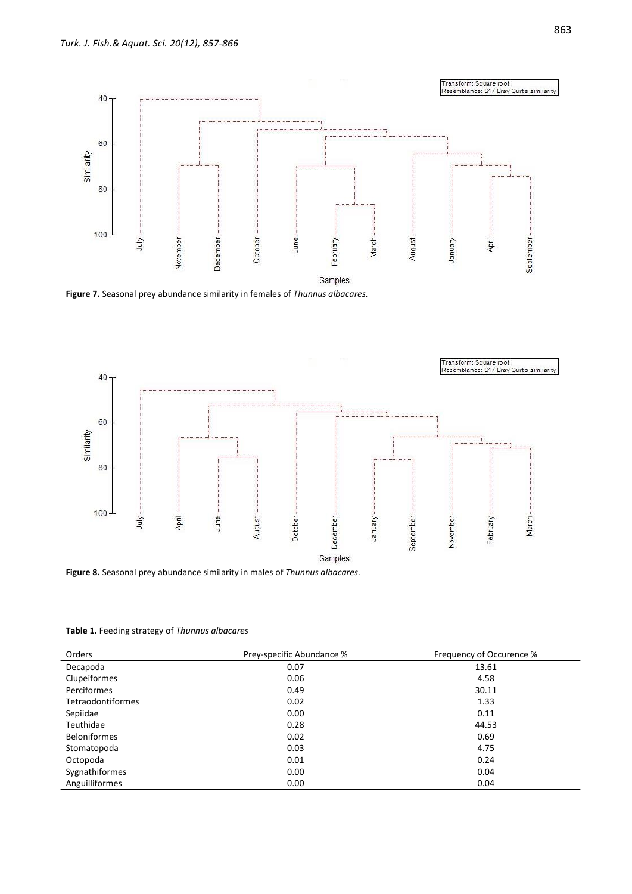Figure 7. Seasonal prey abundance similarity in females of *Thunnus albacares.*

Figure 8. Seasonal prey abundance similarity in males of *Thunnus albacares*.

**Table 1.** Feeding strategy of *Thunnus albacares*

| Orders | Prey-specific Abundance % | Frequency of Occurence % |
|---|---|---|
| Decapoda | 0.07 | 13.61 |
| Clupeiformes | 0.06 | 4.58 |
| Perciformes | 0.49 | 30.11 |
| Tetraodontiformes | 0.02 | 1.33 |
| Sepiidae | 0.00 | 0.11 |
| Teuthidae | 0.28 | 44.53 |
| Beloniformes | 0.02 | 0.69 |
| Stomatopoda | 0.03 | 4.75 |
| Octopoda | 0.01 | 0.24 |
| Sygnathiformes | 0.00 | 0.04 |
| Anguilliformes | 0.00 | 0.04 |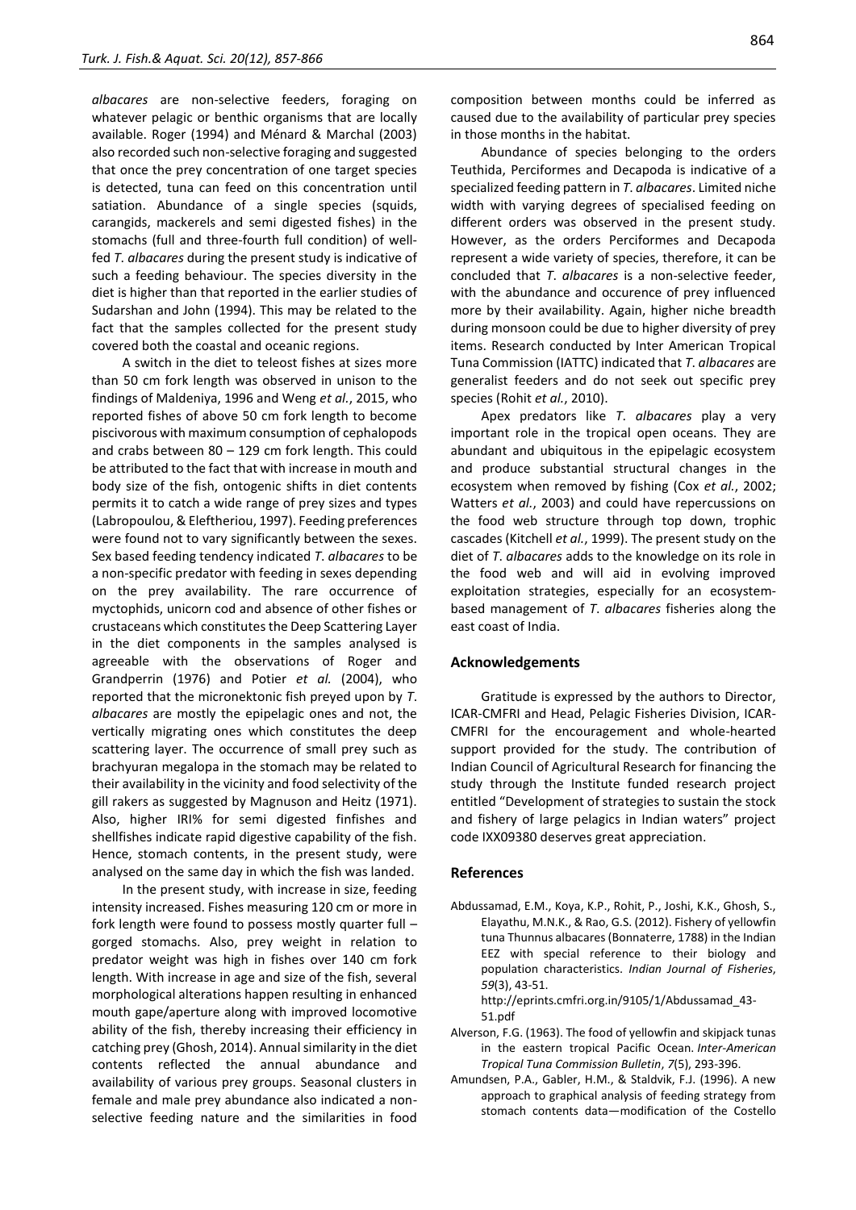*albacares* are non-selective feeders, foraging on whatever pelagic or benthic organisms that are locally available. Roger (1994) and Ménard & Marchal (2003) also recorded such non-selective foraging and suggested that once the prey concentration of one target species is detected, tuna can feed on this concentration until satiation. Abundance of a single species (squids, carangids, mackerels and semi digested fishes) in the stomachs (full and three-fourth full condition) of well-fed *T. albacares* during the present study is indicative of such a feeding behaviour. The species diversity in the diet is higher than that reported in the earlier studies of Sudarshan and John (1994). This may be related to the fact that the samples collected for the present study covered both the coastal and oceanic regions.

A switch in the diet to teleost fishes at sizes more than 50 cm fork length was observed in unison to the findings of Maldeniya, 1996 and Weng *et al.*, 2015, who reported fishes of above 50 cm fork length to become piscivorous with maximum consumption of cephalopods and crabs between 80 – 129 cm fork length. This could be attributed to the fact that with increase in mouth and body size of the fish, ontogenic shifts in diet contents permits it to catch a wide range of prey sizes and types (Labropoulou, & Eleftheriou, 1997). Feeding preferences were found not to vary significantly between the sexes. Sex based feeding tendency indicated *T. albacares* to be a non-specific predator with feeding in sexes depending on the prey availability. The rare occurrence of myctophids, unicorn cod and absence of other fishes or crustaceans which constitutes the Deep Scattering Layer in the diet components in the samples analysed is agreeable with the observations of Roger and Grandperrin (1976) and Potier *et al.* (2004), who reported that the micronektonic fish preyed upon by *T. albacares* are mostly the epipelagic ones and not, the vertically migrating ones which constitutes the deep scattering layer. The occurrence of small prey such as brachyuran megalopa in the stomach may be related to their availability in the vicinity and food selectivity of the gill rakers as suggested by Magnuson and Heitz (1971). Also, higher IRI% for semi digested finfishes and shellfishes indicate rapid digestive capability of the fish. Hence, stomach contents, in the present study, were analysed on the same day in which the fish was landed.

In the present study, with increase in size, feeding intensity increased. Fishes measuring 120 cm or more in fork length were found to possess mostly quarter full – gorged stomachs. Also, prey weight in relation to predator weight was high in fishes over 140 cm fork length. With increase in age and size of the fish, several morphological alterations happen resulting in enhanced mouth gape/aperture along with improved locomotive ability of the fish, thereby increasing their efficiency in catching prey (Ghosh, 2014). Annual similarity in the diet contents reflected the annual abundance and availability of various prey groups. Seasonal clusters in female and male prey abundance also indicated a non-selective feeding nature and the similarities in food composition between months could be inferred as caused due to the availability of particular prey species in those months in the habitat.

Abundance of species belonging to the orders Teuthida, Perciformes and Decapoda is indicative of a specialized feeding pattern in *T. albacares*. Limited niche width with varying degrees of specialised feeding on different orders was observed in the present study. However, as the orders Perciformes and Decapoda represent a wide variety of species, therefore, it can be concluded that *T. albacares* is a non-selective feeder, with the abundance and occurence of prey influenced more by their availability. Again, higher niche breadth during monsoon could be due to higher diversity of prey items. Research conducted by Inter American Tropical Tuna Commission (IATTC) indicated that *T. albacares* are generalist feeders and do not seek out specific prey species (Rohit *et al.*, 2010).

Apex predators like *T. albacares* play a very important role in the tropical open oceans. They are abundant and ubiquitous in the epipelagic ecosystem and produce substantial structural changes in the ecosystem when removed by fishing (Cox *et al.*, 2002; Watters *et al.*, 2003) and could have repercussions on the food web structure through top down, trophic cascades (Kitchell *et al.*, 1999). The present study on the diet of *T. albacares* adds to the knowledge on its role in the food web and will aid in evolving improved exploitation strategies, especially for an ecosystem-based management of *T. albacares* fisheries along the east coast of India.

## Acknowledgements

Gratitude is expressed by the authors to Director, ICAR-CMFRI and Head, Pelagic Fisheries Division, ICAR-CMFRI for the encouragement and whole-hearted support provided for the study. The contribution of Indian Council of Agricultural Research for financing the study through the Institute funded research project entitled "Development of strategies to sustain the stock and fishery of large pelagics in Indian waters" project code IXX09380 deserves great appreciation.

## References

Abdussamad, E.M., Koya, K.P., Rohit, P., Joshi, K.K., Ghosh, S., Elayathu, M.N.K., & Rao, G.S. (2012). Fishery of yellowfin tuna Thunnus albacares (Bonnaterre, 1788) in the Indian EEZ with special reference to their biology and population characteristics. *Indian Journal of Fisheries*, *59*(3), 43-51. http://eprints.cmfri.org.in/9105/1/Abdussamad_43-51.pdf

Alverson, F.G. (1963). The food of yellowfin and skipjack tunas in the eastern tropical Pacific Ocean. *Inter-American Tropical Tuna Commission Bulletin*, *7*(5), 293-396.

Amundsen, P.A., Gabler, H.M., & Staldvik, F.J. (1996). A new approach to graphical analysis of feeding strategy from stomach contents data—modification of the Costello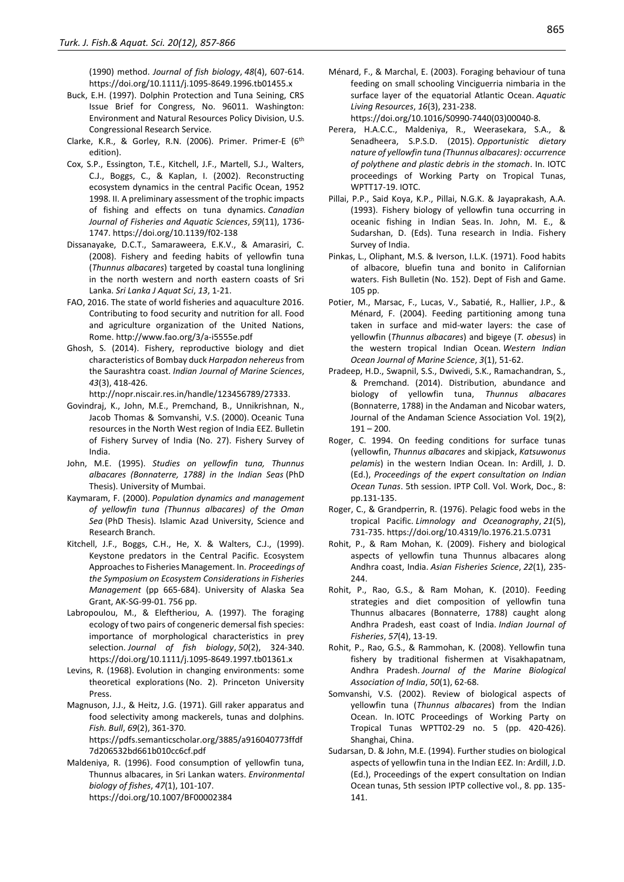(1990) method. *Journal of fish biology*, *48*(4), 607-614. https://doi.org/10.1111/j.1095-8649.1996.tb01455.x

Buck, E.H. (1997). Dolphin Protection and Tuna Seining, CRS Issue Brief for Congress, No. 96011. Washington: Environment and Natural Resources Policy Division, U.S. Congressional Research Service.

Clarke, K.R., & Gorley, R.N. (2006). Primer. Primer-E (6th edition).

Cox, S.P., Essington, T.E., Kitchell, J.F., Martell, S.J., Walters, C.J., Boggs, C., & Kaplan, I. (2002). Reconstructing ecosystem dynamics in the central Pacific Ocean, 1952 1998. II. A preliminary assessment of the trophic impacts of fishing and effects on tuna dynamics. *Canadian Journal of Fisheries and Aquatic Sciences*, *59*(11), 1736-1747. https://doi.org/10.1139/f02-138

Dissanayake, D.C.T., Samaraweera, E.K.V., & Amarasiri, C. (2008). Fishery and feeding habits of yellowfin tuna (*Thunnus albacares*) targeted by coastal tuna longlining in the north western and north eastern coasts of Sri Lanka. *Sri Lanka J Aquat Sci*, *13*, 1-21.

FAO, 2016. The state of world fisheries and aquaculture 2016. Contributing to food security and nutrition for all. Food and agriculture organization of the United Nations, Rome. http://www.fao.org/3/a-i5555e.pdf

Ghosh, S. (2014). Fishery, reproductive biology and diet characteristics of Bombay duck *Harpadon nehereus* from the Saurashtra coast. *Indian Journal of Marine Sciences*, *43*(3), 418-426. http://nopr.niscair.res.in/handle/123456789/27333.

Govindraj, K., John, M.E., Premchand, B., Unnikrishnan, N., Jacob Thomas & Somvanshi, V.S. (2000). Oceanic Tuna resources in the North West region of India EEZ. Bulletin of Fishery Survey of India (No. 27). Fishery Survey of India.

John, M.E. (1995). *Studies on yellowfin tuna, Thunnus albacares (Bonnaterre, 1788) in the Indian Seas* (PhD Thesis). University of Mumbai.

Kaymaram, F. (2000). *Population dynamics and management of yellowfin tuna (Thunnus albacares) of the Oman Sea* (PhD Thesis). Islamic Azad University, Science and Research Branch.

Kitchell, J.F., Boggs, C.H., He, X. & Walters, C.J., (1999). Keystone predators in the Central Pacific. Ecosystem Approaches to Fisheries Management. In. *Proceedings of the Symposium on Ecosystem Considerations in Fisheries Management* (pp 665-684). University of Alaska Sea Grant, AK-SG-99-01. 756 pp.

Labropoulou, M., & Eleftheriou, A. (1997). The foraging ecology of two pairs of congeneric demersal fish species: importance of morphological characteristics in prey selection. *Journal of fish biology*, *50*(2), 324-340. https://doi.org/10.1111/j.1095-8649.1997.tb01361.x

Levins, R. (1968). Evolution in changing environments: some theoretical explorations (No. 2). Princeton University Press.

Magnuson, J.J., & Heitz, J.G. (1971). Gill raker apparatus and food selectivity among mackerels, tunas and dolphins. *Fish. Bull*, *69*(2), 361-370. https://pdfs.semanticscholar.org/3885/a916040773ffdf7d206532bd661b010cc6cf.pdf

Maldeniya, R. (1996). Food consumption of yellowfin tuna, Thunnus albacares, in Sri Lankan waters. *Environmental biology of fishes*, *47*(1), 101-107. https://doi.org/10.1007/BF00002384

Ménard, F., & Marchal, E. (2003). Foraging behaviour of tuna feeding on small schooling Vinciguerria nimbaria in the surface layer of the equatorial Atlantic Ocean. *Aquatic Living Resources*, *16*(3), 231-238. https://doi.org/10.1016/S0990-7440(03)00040-8.

Perera, H.A.C.C., Maldeniya, R., Weerasekara, S.A., & Senadheera, S.P.S.D. (2015). *Opportunistic dietary nature of yellowfin tuna (Thunnus albacares): occurrence of polythene and plastic debris in the stomach*. In. IOTC proceedings of Working Party on Tropical Tunas, WPTT17-19. IOTC.

Pillai, P.P., Said Koya, K.P., Pillai, N.G.K. & Jayaprakash, A.A. (1993). Fishery biology of yellowfin tuna occurring in oceanic fishing in Indian Seas. In. John, M. E., & Sudarshan, D. (Eds). Tuna research in India. Fishery Survey of India.

Pinkas, L., Oliphant, M.S. & Iverson, I.L.K. (1971). Food habits of albacore, bluefin tuna and bonito in Californian waters. Fish Bulletin (No. 152). Dept of Fish and Game. 105 pp.

Potier, M., Marsac, F., Lucas, V., Sabatié, R., Hallier, J.P., & Ménard, F. (2004). Feeding partitioning among tuna taken in surface and mid-water layers: the case of yellowfin (*Thunnus albacares*) and bigeye (*T. obesus*) in the western tropical Indian Ocean. *Western Indian Ocean Journal of Marine Science*, *3*(1), 51-62.

Pradeep, H.D., Swapnil, S.S., Dwivedi, S.K., Ramachandran, S., & Premchand. (2014). Distribution, abundance and biology of yellowfin tuna, *Thunnus albacares* (Bonnaterre, 1788) in the Andaman and Nicobar waters, Journal of the Andaman Science Association Vol. 19(2), 191 – 200.

Roger, C. 1994. On feeding conditions for surface tunas (yellowfin, *Thunnus albacares* and skipjack, *Katsuwonus pelamis*) in the western Indian Ocean. In: Ardill, J. D. (Ed.), *Proceedings of the expert consultation on Indian Ocean Tunas*. 5th session. IPTP Coll. Vol. Work, Doc., 8: pp.131-135.

Roger, C., & Grandperrin, R. (1976). Pelagic food webs in the tropical Pacific. *Limnology and Oceanography*, *21*(5), 731-735. https://doi.org/10.4319/lo.1976.21.5.0731

Rohit, P., & Ram Mohan, K. (2009). Fishery and biological aspects of yellowfin tuna Thunnus albacares along Andhra coast, India. *Asian Fisheries Science*, *22*(1), 235-244.

Rohit, P., Rao, G.S., & Ram Mohan, K. (2010). Feeding strategies and diet composition of yellowfin tuna Thunnus albacares (Bonnaterre, 1788) caught along Andhra Pradesh, east coast of India. *Indian Journal of Fisheries*, *57*(4), 13-19.

Rohit, P., Rao, G.S., & Rammohan, K. (2008). Yellowfin tuna fishery by traditional fishermen at Visakhapatnam, Andhra Pradesh. *Journal of the Marine Biological Association of India*, *50*(1), 62-68.

Somvanshi, V.S. (2002). Review of biological aspects of yellowfin tuna (*Thunnus albacares*) from the Indian Ocean. In. IOTC Proceedings of Working Party on Tropical Tunas WPTT02-29 no. 5 (pp. 420-426). Shanghai, China.

Sudarsan, D. & John, M.E. (1994). Further studies on biological aspects of yellowfin tuna in the Indian EEZ. In: Ardill, J.D. (Ed.), Proceedings of the expert consultation on Indian Ocean tunas, 5th session IPTP collective vol., 8. pp. 135-141.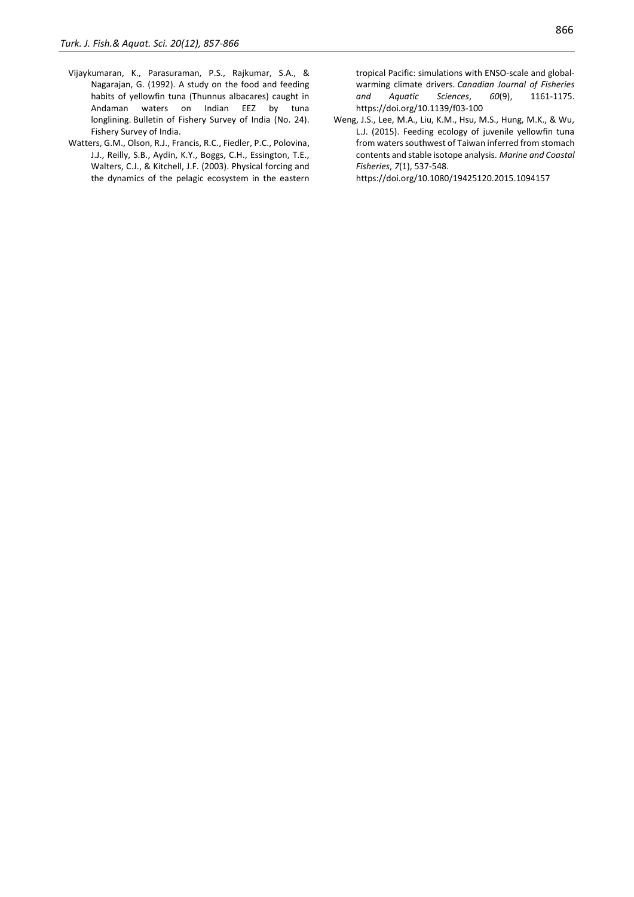Vijaykumaran, K., Parasuraman, P.S., Rajkumar, S.A., & Nagarajan, G. (1992). A study on the food and feeding habits of yellowfin tuna (Thunnus albacares) caught in Andaman waters on Indian EEZ by tuna longlining. Bulletin of Fishery Survey of India (No. 24). Fishery Survey of India.

Watters, G.M., Olson, R.J., Francis, R.C., Fiedler, P.C., Polovina, J.J., Reilly, S.B., Aydin, K.Y., Boggs, C.H., Essington, T.E., Walters, C.J., & Kitchell, J.F. (2003). Physical forcing and the dynamics of the pelagic ecosystem in the eastern tropical Pacific: simulations with ENSO-scale and global-warming climate drivers. *Canadian Journal of Fisheries and Aquatic Sciences*, *60*(9), 1161-1175. https://doi.org/10.1139/f03-100

Weng, J.S., Lee, M.A., Liu, K.M., Hsu, M.S., Hung, M.K., & Wu, L.J. (2015). Feeding ecology of juvenile yellowfin tuna from waters southwest of Taiwan inferred from stomach contents and stable isotope analysis. *Marine and Coastal Fisheries*, *7*(1), 537-548. https://doi.org/10.1080/19425120.2015.1094157